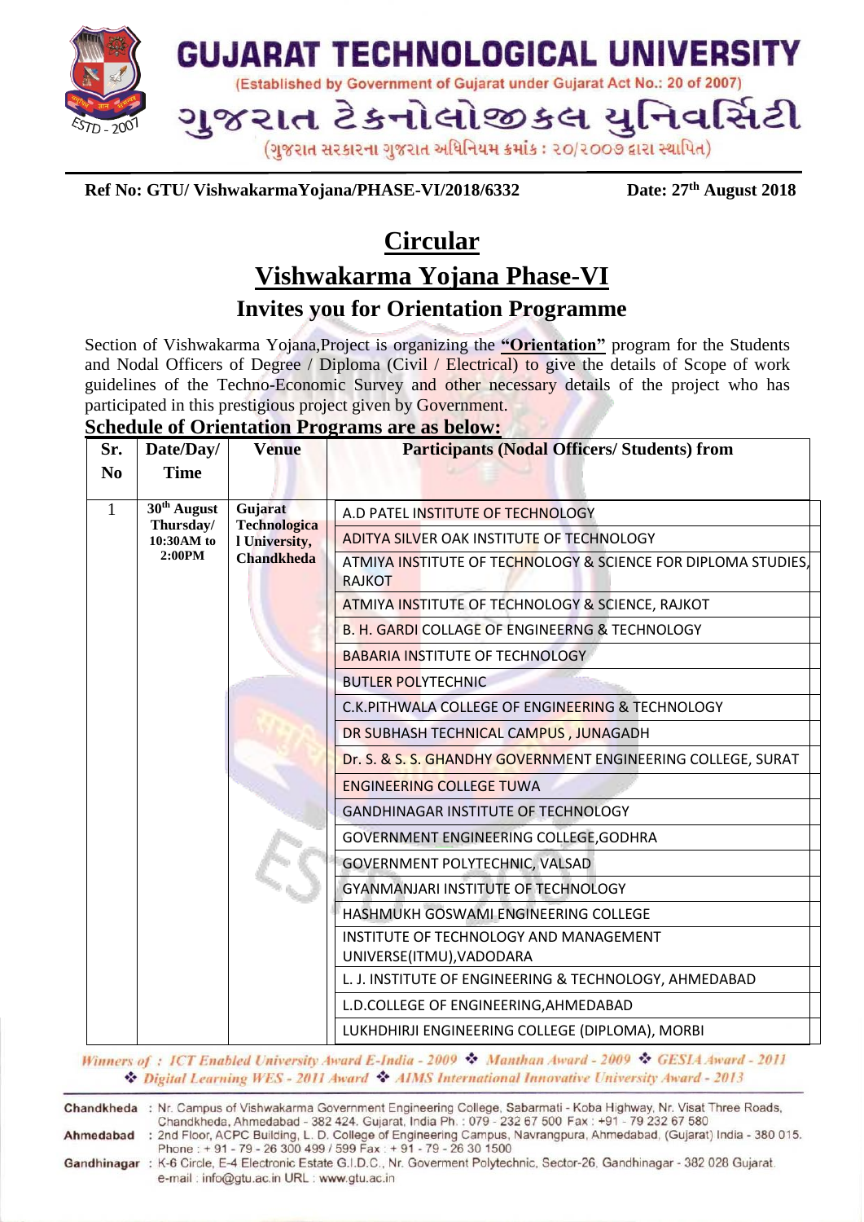# GUJARAT TECHNOLOGICAL UNIVERSITY

(Established by Government of Gujarat under Gujarat Act No.: 20 of 2007)

ગુજરાત ટેક્નોલોજીકલ યુનિવર્સિટી

(ગુજરાત સરકારના ગુજરાત અધિનિયમ ક્રમાંક : ૨૦/૨૦૦૭ દ્વારા સ્થાપિત)

**Ref No: GTU/ VishwakarmaYojana/PHASE-VI/2018/6332** **Date: 27th August 2018**

## Circular

## Vishwakarma Yojana Phase-VI

### Invites you for Orientation Programme

Section of Vishwakarma Yojana,Project is organizing the **"Orientation"** program for the Students and Nodal Officers of Degree / Diploma (Civil / Electrical) to give the details of Scope of work guidelines of the Techno-Economic Survey and other necessary details of the project who has participated in this prestigious project given by Government.

**Schedule of Orientation Programs are as below:**

| Sr. No | Date/Day/ Time | Venue | Participants (Nodal Officers/ Students) from |
|---|---|---|---|
| 1 | 30th August Thursday/ 10:30AM to 2:00PM | Gujarat Technological University, Chandkheda | A.D PATEL INSTITUTE OF TECHNOLOGY |
| | | | ADITYA SILVER OAK INSTITUTE OF TECHNOLOGY |
| | | | ATMIYA INSTITUTE OF TECHNOLOGY & SCIENCE FOR DIPLOMA STUDIES, RAJKOT |
| | | | ATMIYA INSTITUTE OF TECHNOLOGY & SCIENCE, RAJKOT |
| | | | B. H. GARDI COLLAGE OF ENGINEERNG & TECHNOLOGY |
| | | | BABARIA INSTITUTE OF TECHNOLOGY |
| | | | BUTLER POLYTECHNIC |
| | | | C.K.PITHWALA COLLEGE OF ENGINEERING & TECHNOLOGY |
| | | | DR SUBHASH TECHNICAL CAMPUS , JUNAGADH |
| | | | Dr. S. & S. S. GHANDHY GOVERNMENT ENGINEERING COLLEGE, SURAT |
| | | | ENGINEERING COLLEGE TUWA |
| | | | GANDHINAGAR INSTITUTE OF TECHNOLOGY |
| | | | GOVERNMENT ENGINEERING COLLEGE,GODHRA |
| | | | GOVERNMENT POLYTECHNIC, VALSAD |
| | | | GYANMANJARI INSTITUTE OF TECHNOLOGY |
| | | | HASHMUKH GOSWAMI ENGINEERING COLLEGE |
| | | | INSTITUTE OF TECHNOLOGY AND MANAGEMENT UNIVERSE(ITMU),VADODARA |
| | | | L. J. INSTITUTE OF ENGINEERING & TECHNOLOGY, AHMEDABAD |
| | | | L.D.COLLEGE OF ENGINEERING,AHMEDABAD |
| | | | LUKHDHIRJI ENGINEERING COLLEGE (DIPLOMA), MORBI |

*Winners of : ICT Enabled University Award E-India - 2009 ❖ Manthan Award - 2009 ❖ GESIA Award - 2011 ❖ Digital Learning WES - 2011 Award ❖ AIMS International Innovative University Award - 2013*

**Chandkheda** : Nr. Campus of Vishwakarma Government Engineering College, Sabarmati - Koba Highway, Nr. Visat Three Roads, Chandkheda, Ahmedabad - 382 424. Gujarat, India Ph. : 079 - 232 67 500 Fax : +91 - 79 232 67 580

**Ahmedabad** : 2nd Floor, ACPC Building, L. D. College of Engineering Campus, Navrangpura, Ahmedabad, (Gujarat) India - 380 015. Phone : + 91 - 79 - 26 300 499 / 599 Fax : + 91 - 79 - 26 30 1500

**Gandhinagar** : K-6 Circle, E-4 Electronic Estate G.I.D.C., Nr. Goverment Polytechnic, Sector-26, Gandhinagar - 382 028 Gujarat. e-mail : info@gtu.ac.in URL : www.gtu.ac.in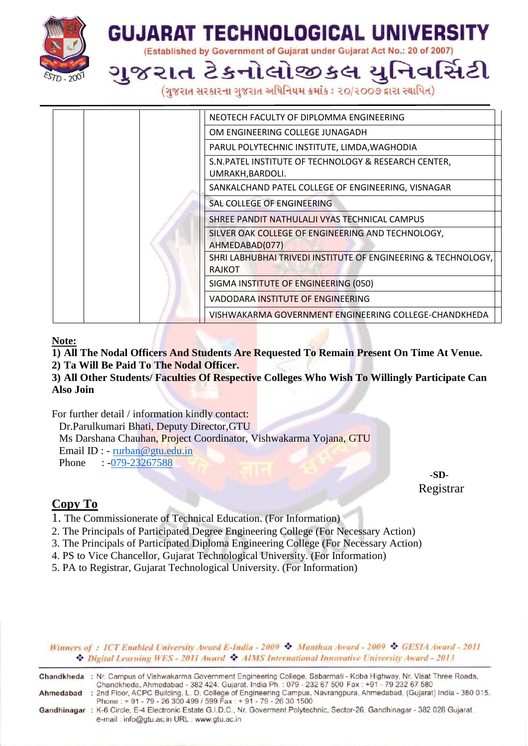| | | | |
|---|---|---|---|
| | | | NEOTECH FACULTY OF DIPLOMMA ENGINEERING |
| | | | OM ENGINEERING COLLEGE JUNAGADH |
| | | | PARUL POLYTECHNIC INSTITUTE, LIMDA,WAGHODIA |
| | | | S.N.PATEL INSTITUTE OF TECHNOLOGY & RESEARCH CENTER, UMRAKH,BARDOLI. |
| | | | SANKALCHAND PATEL COLLEGE OF ENGINEERING, VISNAGAR |
| | | | SAL COLLEGE OF ENGINEERING |
| | | | SHREE PANDIT NATHULALJI VYAS TECHNICAL CAMPUS |
| | | | SILVER OAK COLLEGE OF ENGINEERING AND TECHNOLOGY, AHMEDABAD(077) |
| | | | SHRI LABHUBHAI TRIVEDI INSTITUTE OF ENGINEERING & TECHNOLOGY, RAJKOT |
| | | | SIGMA INSTITUTE OF ENGINEERING (050) |
| | | | VADODARA INSTITUTE OF ENGINEERING |
| | | | VISHWAKARMA GOVERNMENT ENGINEERING COLLEGE-CHANDKHEDA |

**Note:**

**1) All The Nodal Officers And Students Are Requested To Remain Present On Time At Venue.**
**2) Ta Will Be Paid To The Nodal Officer.**
**3) All Other Students/ Faculties Of Respective Colleges Who Wish To Willingly Participate Can Also Join**

For further detail / information kindly contact:
Dr.Parulkumari Bhati, Deputy Director,GTU
Ms Darshana Chauhan, Project Coordinator, Vishwakarma Yojana, GTU
Email ID : - rurban@gtu.edu.in
Phone : -079-23267588

**-SD-**
Registrar

## Copy To

1. The Commissionerate of Technical Education. (For Information)
2. The Principals of Participated Degree Engineering College (For Necessary Action)
3. The Principals of Participated Diploma Engineering College (For Necessary Action)
4. PS to Vice Chancellor, Gujarat Technological University. (For Information)
5. PA to Registrar, Gujarat Technological University. (For Information)